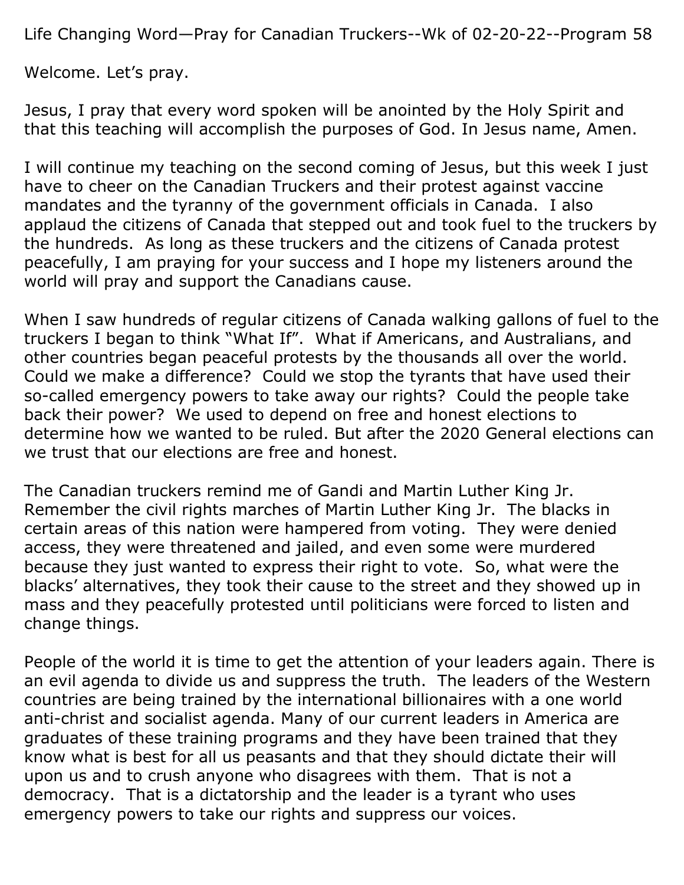Life Changing Word—Pray for Canadian Truckers--Wk of 02-20-22--Program 58

Welcome. Let's pray.

Jesus, I pray that every word spoken will be anointed by the Holy Spirit and that this teaching will accomplish the purposes of God. In Jesus name, Amen.

I will continue my teaching on the second coming of Jesus, but this week I just have to cheer on the Canadian Truckers and their protest against vaccine mandates and the tyranny of the government officials in Canada. I also applaud the citizens of Canada that stepped out and took fuel to the truckers by the hundreds. As long as these truckers and the citizens of Canada protest peacefully, I am praying for your success and I hope my listeners around the world will pray and support the Canadians cause.

When I saw hundreds of regular citizens of Canada walking gallons of fuel to the truckers I began to think "What If". What if Americans, and Australians, and other countries began peaceful protests by the thousands all over the world. Could we make a difference? Could we stop the tyrants that have used their so-called emergency powers to take away our rights? Could the people take back their power? We used to depend on free and honest elections to determine how we wanted to be ruled. But after the 2020 General elections can we trust that our elections are free and honest.

The Canadian truckers remind me of Gandi and Martin Luther King Jr. Remember the civil rights marches of Martin Luther King Jr. The blacks in certain areas of this nation were hampered from voting. They were denied access, they were threatened and jailed, and even some were murdered because they just wanted to express their right to vote. So, what were the blacks' alternatives, they took their cause to the street and they showed up in mass and they peacefully protested until politicians were forced to listen and change things.

People of the world it is time to get the attention of your leaders again. There is an evil agenda to divide us and suppress the truth. The leaders of the Western countries are being trained by the international billionaires with a one world anti-christ and socialist agenda. Many of our current leaders in America are graduates of these training programs and they have been trained that they know what is best for all us peasants and that they should dictate their will upon us and to crush anyone who disagrees with them. That is not a democracy. That is a dictatorship and the leader is a tyrant who uses emergency powers to take our rights and suppress our voices.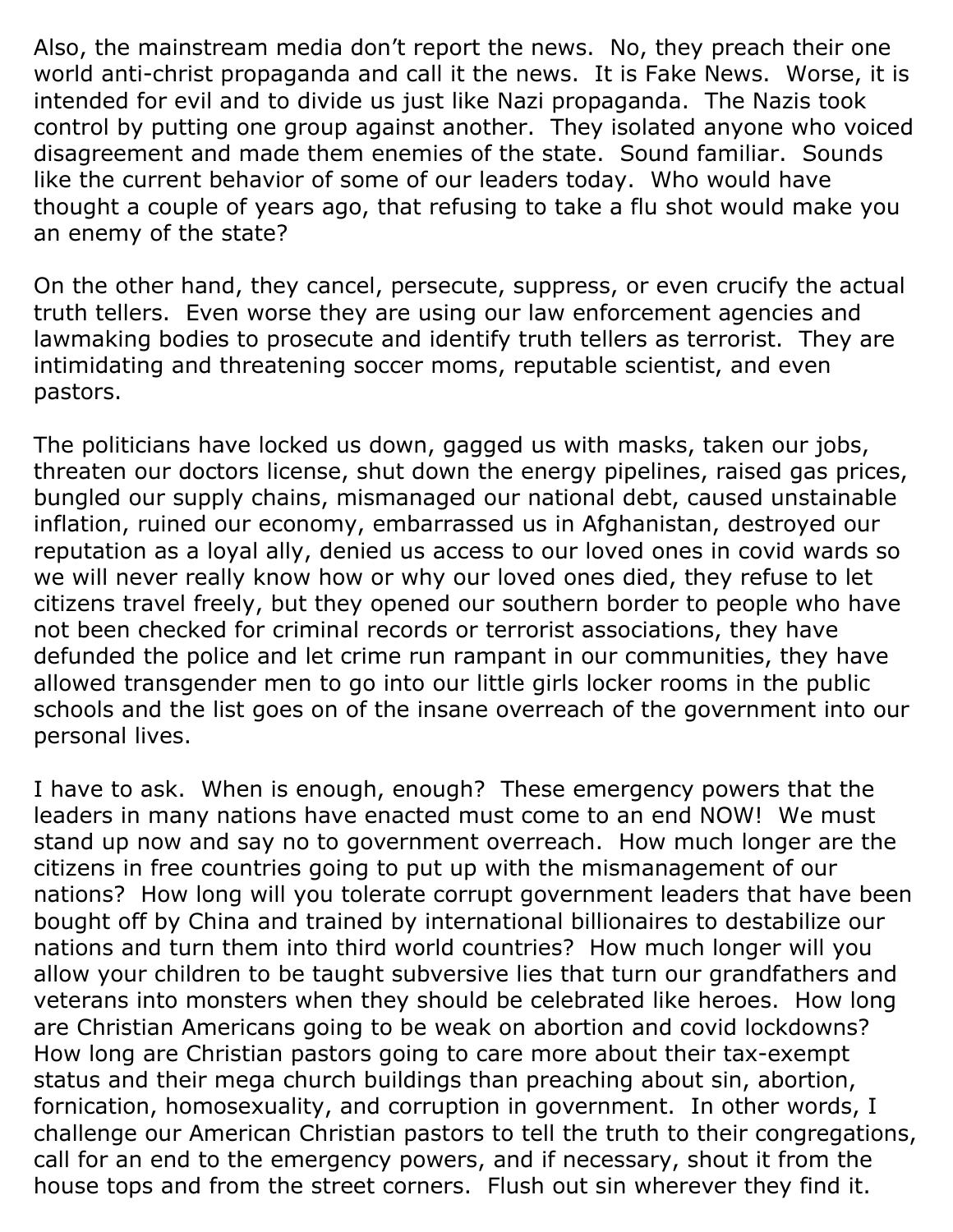Also, the mainstream media don't report the news. No, they preach their one world anti-christ propaganda and call it the news. It is Fake News. Worse, it is intended for evil and to divide us just like Nazi propaganda. The Nazis took control by putting one group against another. They isolated anyone who voiced disagreement and made them enemies of the state. Sound familiar. Sounds like the current behavior of some of our leaders today. Who would have thought a couple of years ago, that refusing to take a flu shot would make you an enemy of the state?

On the other hand, they cancel, persecute, suppress, or even crucify the actual truth tellers. Even worse they are using our law enforcement agencies and lawmaking bodies to prosecute and identify truth tellers as terrorist. They are intimidating and threatening soccer moms, reputable scientist, and even pastors.

The politicians have locked us down, gagged us with masks, taken our jobs, threaten our doctors license, shut down the energy pipelines, raised gas prices, bungled our supply chains, mismanaged our national debt, caused unstainable inflation, ruined our economy, embarrassed us in Afghanistan, destroyed our reputation as a loyal ally, denied us access to our loved ones in covid wards so we will never really know how or why our loved ones died, they refuse to let citizens travel freely, but they opened our southern border to people who have not been checked for criminal records or terrorist associations, they have defunded the police and let crime run rampant in our communities, they have allowed transgender men to go into our little girls locker rooms in the public schools and the list goes on of the insane overreach of the government into our personal lives.

I have to ask. When is enough, enough? These emergency powers that the leaders in many nations have enacted must come to an end NOW! We must stand up now and say no to government overreach. How much longer are the citizens in free countries going to put up with the mismanagement of our nations? How long will you tolerate corrupt government leaders that have been bought off by China and trained by international billionaires to destabilize our nations and turn them into third world countries? How much longer will you allow your children to be taught subversive lies that turn our grandfathers and veterans into monsters when they should be celebrated like heroes. How long are Christian Americans going to be weak on abortion and covid lockdowns? How long are Christian pastors going to care more about their tax-exempt status and their mega church buildings than preaching about sin, abortion, fornication, homosexuality, and corruption in government. In other words, I challenge our American Christian pastors to tell the truth to their congregations, call for an end to the emergency powers, and if necessary, shout it from the house tops and from the street corners. Flush out sin wherever they find it.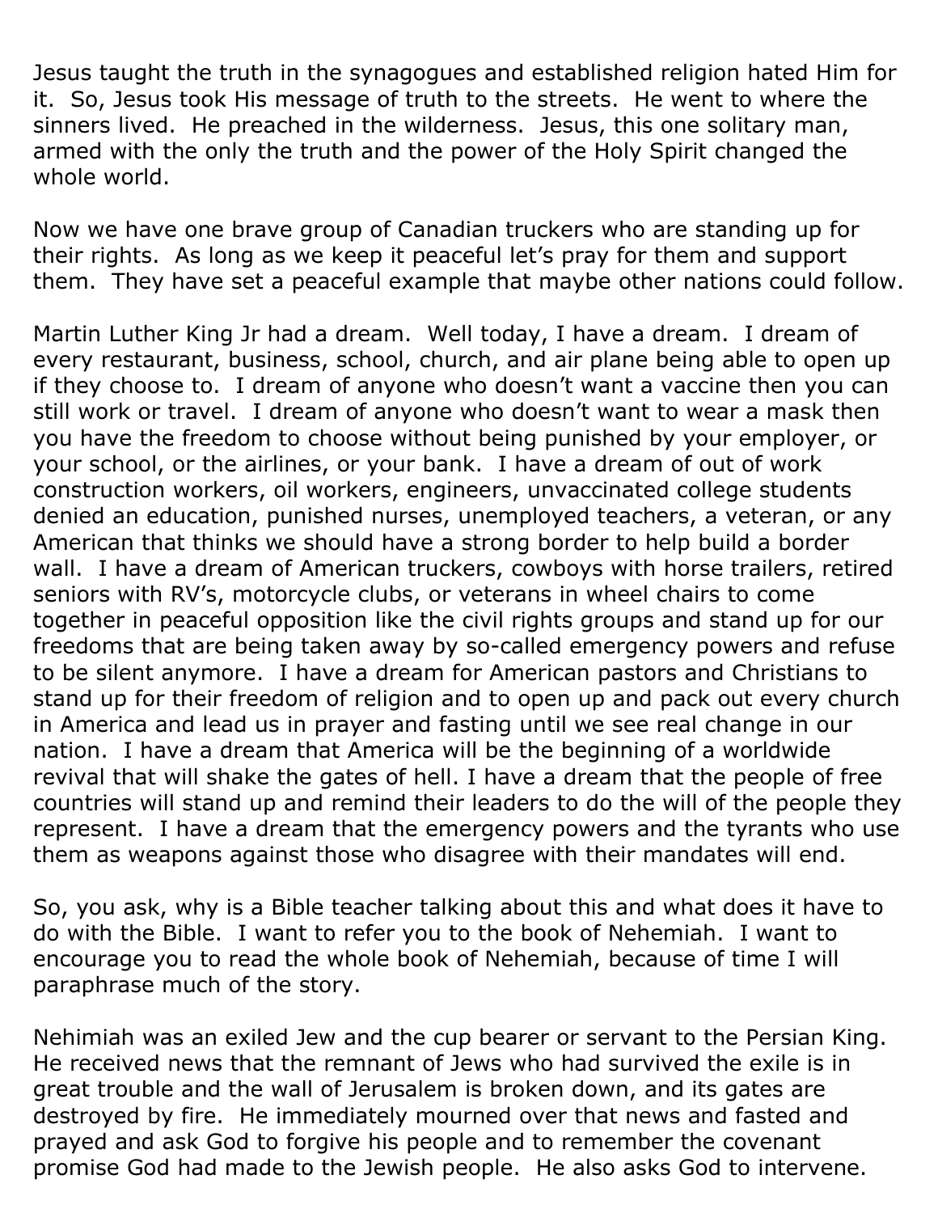Jesus taught the truth in the synagogues and established religion hated Him for it. So, Jesus took His message of truth to the streets. He went to where the sinners lived. He preached in the wilderness. Jesus, this one solitary man, armed with the only the truth and the power of the Holy Spirit changed the whole world.

Now we have one brave group of Canadian truckers who are standing up for their rights. As long as we keep it peaceful let's pray for them and support them. They have set a peaceful example that maybe other nations could follow.

Martin Luther King Jr had a dream. Well today, I have a dream. I dream of every restaurant, business, school, church, and air plane being able to open up if they choose to. I dream of anyone who doesn't want a vaccine then you can still work or travel. I dream of anyone who doesn't want to wear a mask then you have the freedom to choose without being punished by your employer, or your school, or the airlines, or your bank. I have a dream of out of work construction workers, oil workers, engineers, unvaccinated college students denied an education, punished nurses, unemployed teachers, a veteran, or any American that thinks we should have a strong border to help build a border wall. I have a dream of American truckers, cowboys with horse trailers, retired seniors with RV's, motorcycle clubs, or veterans in wheel chairs to come together in peaceful opposition like the civil rights groups and stand up for our freedoms that are being taken away by so-called emergency powers and refuse to be silent anymore. I have a dream for American pastors and Christians to stand up for their freedom of religion and to open up and pack out every church in America and lead us in prayer and fasting until we see real change in our nation. I have a dream that America will be the beginning of a worldwide revival that will shake the gates of hell. I have a dream that the people of free countries will stand up and remind their leaders to do the will of the people they represent. I have a dream that the emergency powers and the tyrants who use them as weapons against those who disagree with their mandates will end.

So, you ask, why is a Bible teacher talking about this and what does it have to do with the Bible. I want to refer you to the book of Nehemiah. I want to encourage you to read the whole book of Nehemiah, because of time I will paraphrase much of the story.

Nehimiah was an exiled Jew and the cup bearer or servant to the Persian King. He received news that the remnant of Jews who had survived the exile is in great trouble and the wall of Jerusalem is broken down, and its gates are destroyed by fire. He immediately mourned over that news and fasted and prayed and ask God to forgive his people and to remember the covenant promise God had made to the Jewish people. He also asks God to intervene.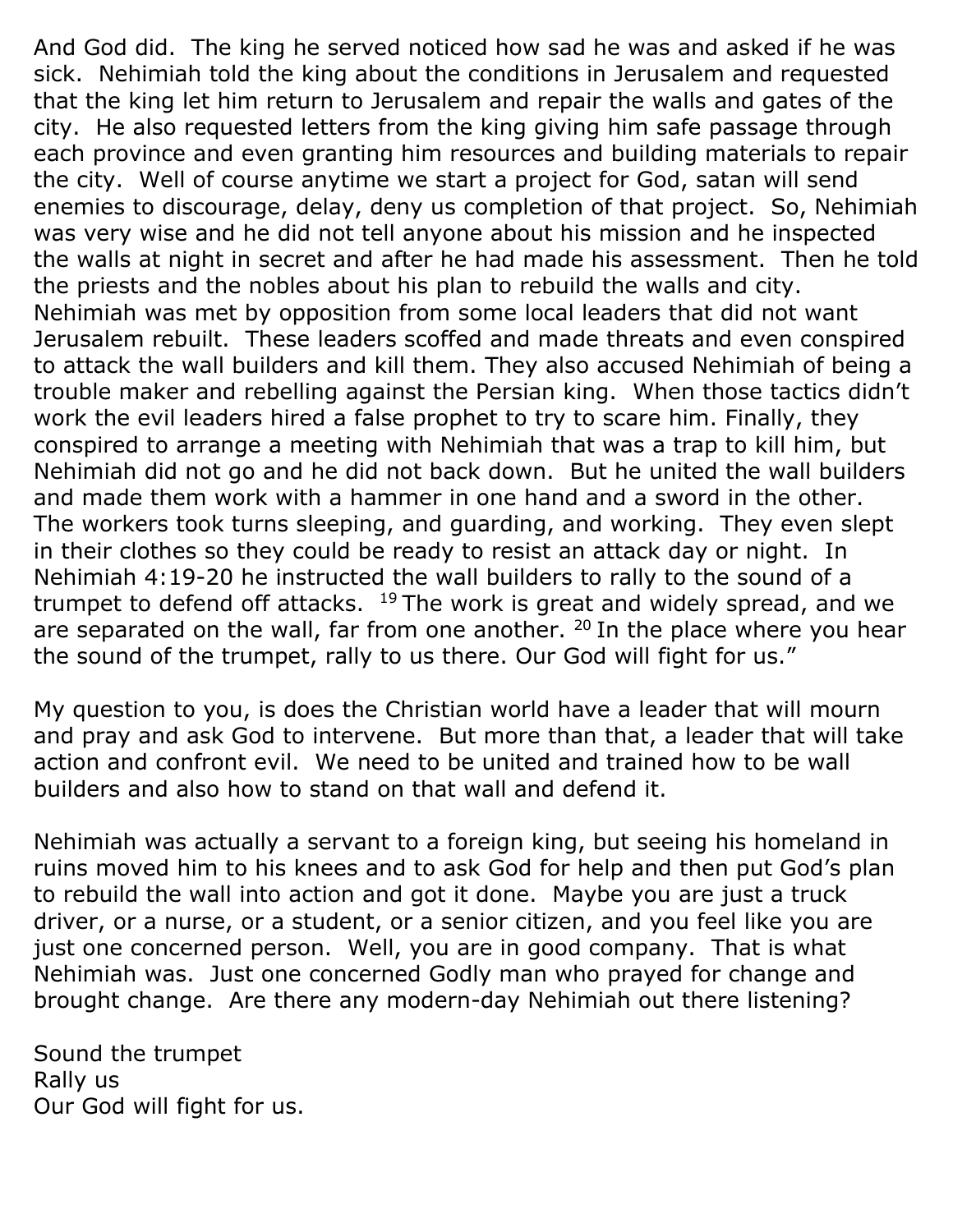And God did. The king he served noticed how sad he was and asked if he was sick. Nehimiah told the king about the conditions in Jerusalem and requested that the king let him return to Jerusalem and repair the walls and gates of the city. He also requested letters from the king giving him safe passage through each province and even granting him resources and building materials to repair the city. Well of course anytime we start a project for God, satan will send enemies to discourage, delay, deny us completion of that project. So, Nehimiah was very wise and he did not tell anyone about his mission and he inspected the walls at night in secret and after he had made his assessment. Then he told the priests and the nobles about his plan to rebuild the walls and city. Nehimiah was met by opposition from some local leaders that did not want Jerusalem rebuilt. These leaders scoffed and made threats and even conspired to attack the wall builders and kill them. They also accused Nehimiah of being a trouble maker and rebelling against the Persian king. When those tactics didn't work the evil leaders hired a false prophet to try to scare him. Finally, they conspired to arrange a meeting with Nehimiah that was a trap to kill him, but Nehimiah did not go and he did not back down. But he united the wall builders and made them work with a hammer in one hand and a sword in the other. The workers took turns sleeping, and guarding, and working. They even slept in their clothes so they could be ready to resist an attack day or night. In Nehimiah 4:19-20 he instructed the wall builders to rally to the sound of a trumpet to defend off attacks. [19] The work is great and widely spread, and we are separated on the wall, far from one another. [20] In the place where you hear the sound of the trumpet, rally to us there. Our God will fight for us."

My question to you, is does the Christian world have a leader that will mourn and pray and ask God to intervene. But more than that, a leader that will take action and confront evil. We need to be united and trained how to be wall builders and also how to stand on that wall and defend it.

Nehimiah was actually a servant to a foreign king, but seeing his homeland in ruins moved him to his knees and to ask God for help and then put God's plan to rebuild the wall into action and got it done. Maybe you are just a truck driver, or a nurse, or a student, or a senior citizen, and you feel like you are just one concerned person. Well, you are in good company. That is what Nehimiah was. Just one concerned Godly man who prayed for change and brought change. Are there any modern-day Nehimiah out there listening?

Sound the trumpet
Rally us
Our God will fight for us.